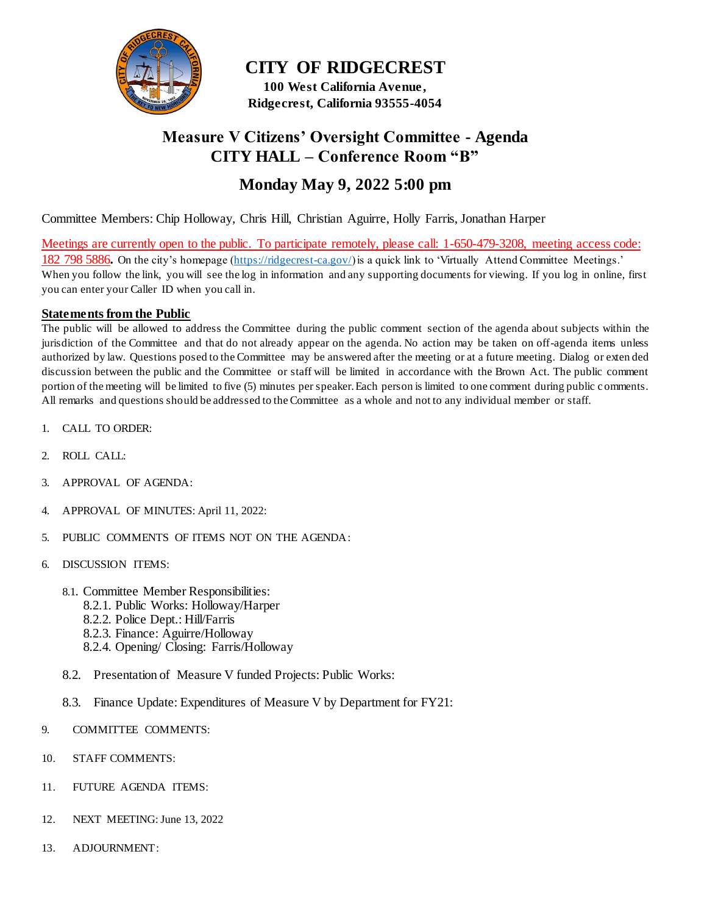# CITY OF RIDGECREST

**100 West California Avenue,**
**Ridgecrest, California 93555-4054**

## Measure V Citizens' Oversight Committee - Agenda
## CITY HALL – Conference Room "B"

## Monday May 9, 2022 5:00 pm

Committee Members: Chip Holloway, Chris Hill, Christian Aguirre, Holly Farris, Jonathan Harper

Meetings are currently open to the public. To participate remotely, please call: 1-650-479-3208, meeting access code: 182 798 5886**.** On the city's homepage (https://ridgecrest-ca.gov/) is a quick link to 'Virtually Attend Committee Meetings.' When you follow the link, you will see the log in information and any supporting documents for viewing. If you log in online, first you can enter your Caller ID when you call in.

**Statements from the Public**

The public will be allowed to address the Committee during the public comment section of the agenda about subjects within the jurisdiction of the Committee and that do not already appear on the agenda. No action may be taken on off-agenda items unless authorized by law. Questions posed to the Committee may be answered after the meeting or at a future meeting. Dialog or extended discussion between the public and the Committee or staff will be limited in accordance with the Brown Act. The public comment portion of the meeting will be limited to five (5) minutes per speaker. Each person is limited to one comment during public comments. All remarks and questions should be addressed to the Committee as a whole and not to any individual member or staff.

1. CALL TO ORDER:

2. ROLL CALL:

3. APPROVAL OF AGENDA:

4. APPROVAL OF MINUTES: April 11, 2022:

5. PUBLIC COMMENTS OF ITEMS NOT ON THE AGENDA:

6. DISCUSSION ITEMS:

   8.1. Committee Member Responsibilities:
      8.2.1. Public Works: Holloway/Harper
      8.2.2. Police Dept.: Hill/Farris
      8.2.3. Finance: Aguirre/Holloway
      8.2.4. Opening/ Closing: Farris/Holloway

   8.2. Presentation of Measure V funded Projects: Public Works:

   8.3. Finance Update: Expenditures of Measure V by Department for FY21:

9. COMMITTEE COMMENTS:

10. STAFF COMMENTS:

11. FUTURE AGENDA ITEMS:

12. NEXT MEETING: June 13, 2022

13. ADJOURNMENT: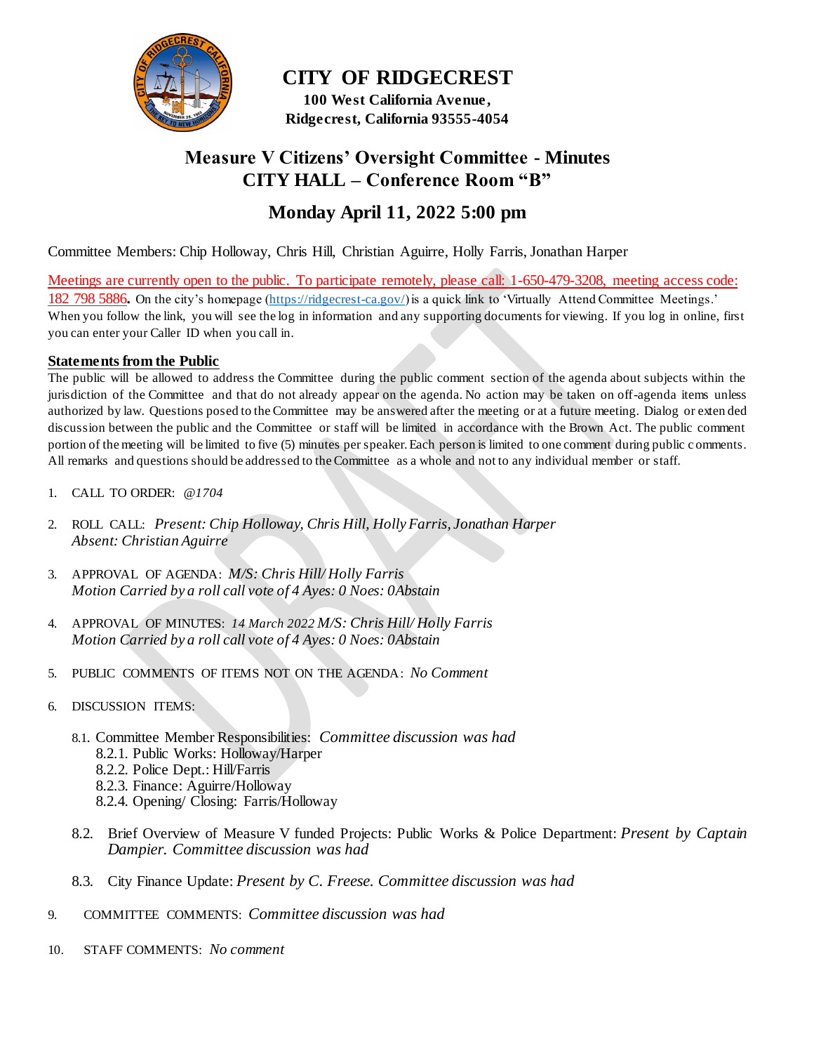# CITY OF RIDGECREST

**100 West California Avenue,**
**Ridgecrest, California 93555-4054**

## Measure V Citizens' Oversight Committee - Minutes
## CITY HALL – Conference Room "B"

## Monday April 11, 2022 5:00 pm

Committee Members: Chip Holloway, Chris Hill, Christian Aguirre, Holly Farris, Jonathan Harper

Meetings are currently open to the public. To participate remotely, please call: 1-650-479-3208, meeting access code: 182 798 5886**.** On the city's homepage (https://ridgecrest-ca.gov/) is a quick link to 'Virtually Attend Committee Meetings.' When you follow the link, you will see the log in information and any supporting documents for viewing. If you log in online, first you can enter your Caller ID when you call in.

**Statements from the Public**

The public will be allowed to address the Committee during the public comment section of the agenda about subjects within the jurisdiction of the Committee and that do not already appear on the agenda. No action may be taken on off-agenda items unless authorized by law. Questions posed to the Committee may be answered after the meeting or at a future meeting. Dialog or extended discussion between the public and the Committee or staff will be limited in accordance with the Brown Act. The public comment portion of the meeting will be limited to five (5) minutes per speaker. Each person is limited to one comment during public comments. All remarks and questions should be addressed to the Committee as a whole and not to any individual member or staff.

1. CALL TO ORDER: *@1704*

2. ROLL CALL: *Present: Chip Holloway, Chris Hill, Holly Farris, Jonathan Harper*
   *Absent: Christian Aguirre*

3. APPROVAL OF AGENDA: *M/S: Chris Hill/ Holly Farris*
   *Motion Carried by a roll call vote of 4 Ayes: 0 Noes: 0Abstain*

4. APPROVAL OF MINUTES: *14 March 2022 M/S: Chris Hill/ Holly Farris*
   *Motion Carried by a roll call vote of 4 Ayes: 0 Noes: 0Abstain*

5. PUBLIC COMMENTS OF ITEMS NOT ON THE AGENDA: *No Comment*

6. DISCUSSION ITEMS:

   8.1. Committee Member Responsibilities: *Committee discussion was had*
      8.2.1. Public Works: Holloway/Harper
      8.2.2. Police Dept.: Hill/Farris
      8.2.3. Finance: Aguirre/Holloway
      8.2.4. Opening/ Closing: Farris/Holloway

   8.2. Brief Overview of Measure V funded Projects: Public Works & Police Department: *Present by Captain Dampier. Committee discussion was had*

   8.3. City Finance Update: *Present by C. Freese. Committee discussion was had*

9. COMMITTEE COMMENTS: *Committee discussion was had*

10. STAFF COMMENTS: *No comment*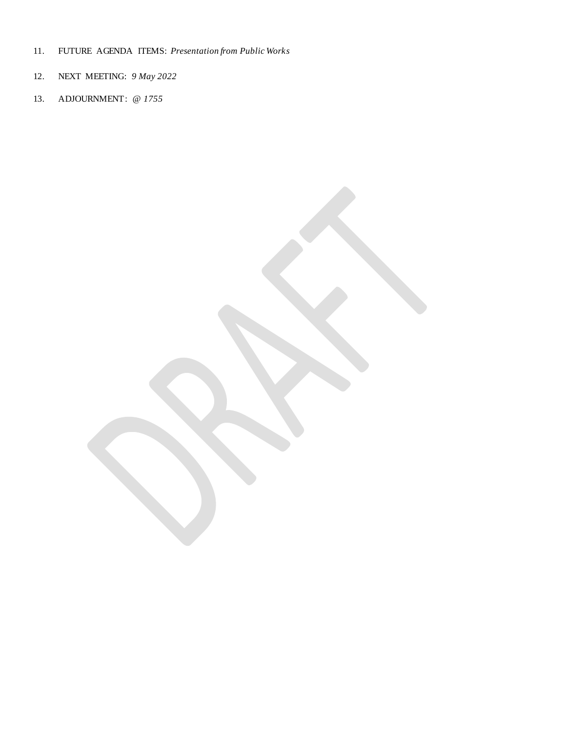11. FUTURE AGENDA ITEMS: *Presentation from Public Works*

12. NEXT MEETING: *9 May 2022*

13. ADJOURNMENT: *@ 1755*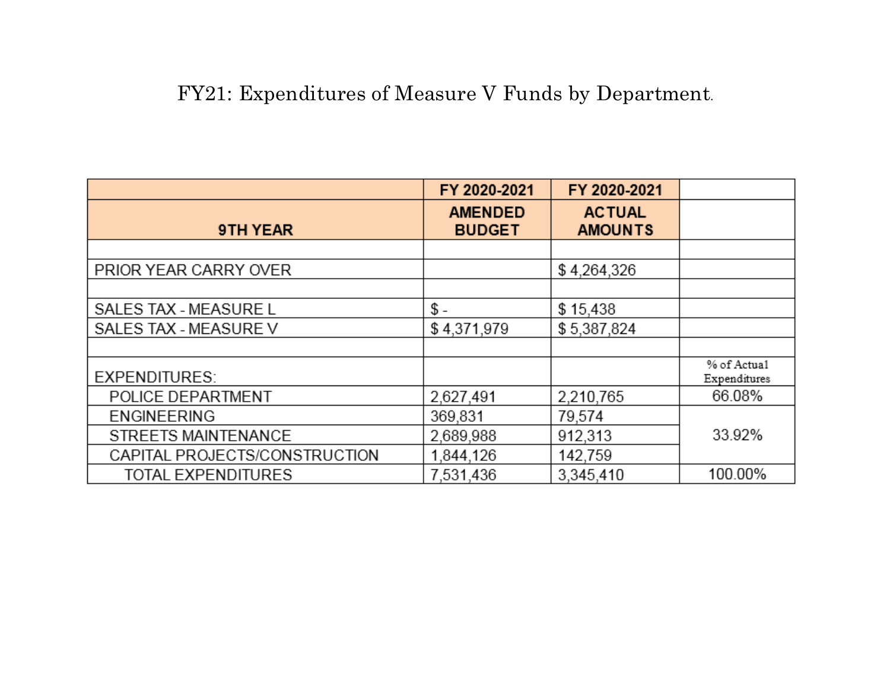# FY21: Expenditures of Measure V Funds by Department.

| | FY 2020-2021 | FY 2020-2021 | |
|---|---|---|---|
| **9TH YEAR** | **AMENDED BUDGET** | **ACTUAL AMOUNTS** | |
| | | | |
| PRIOR YEAR CARRY OVER | | $ 4,264,326 | |
| | | | |
| SALES TAX - MEASURE L | $ - | $ 15,438 | |
| SALES TAX - MEASURE V | $ 4,371,979 | $ 5,387,824 | |
| | | | |
| EXPENDITURES: | | | % of Actual Expenditures |
| POLICE DEPARTMENT | 2,627,491 | 2,210,765 | 66.08% |
| ENGINEERING | 369,831 | 79,574 | |
| STREETS MAINTENANCE | 2,689,988 | 912,313 | 33.92% |
| CAPITAL PROJECTS/CONSTRUCTION | 1,844,126 | 142,759 | |
| TOTAL EXPENDITURES | 7,531,436 | 3,345,410 | 100.00% |